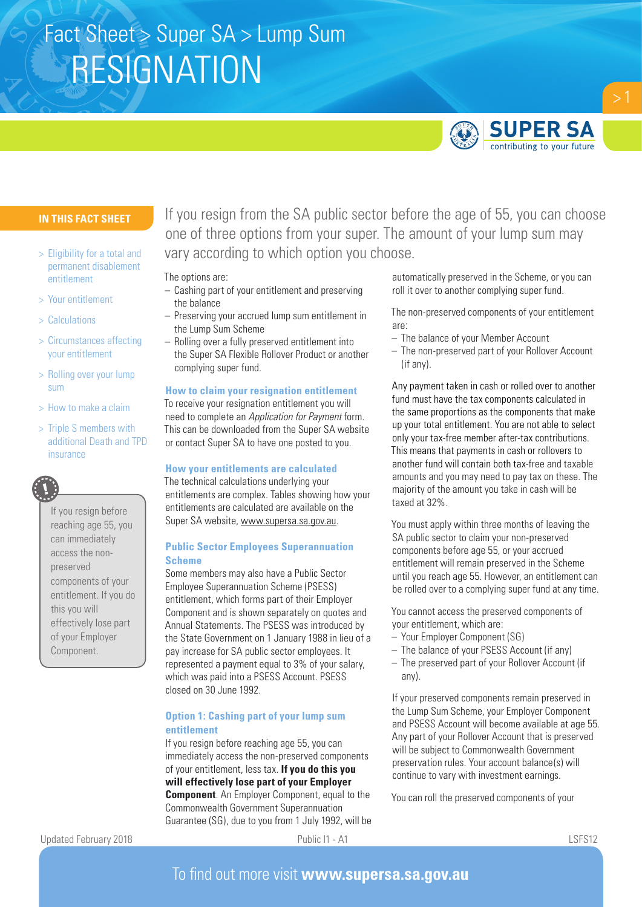Fact Sheet > Super SA > Lump Sum

# RESIGNATION

SUPER SA
contributing to your future

**IN THIS FACT SHEET**

- > Eligibility for a total and permanent disablement entitlement
- > Your entitlement
- > Calculations
- > Circumstances affecting your entitlement
- > Rolling over your lump sum
- > How to make a claim
- > Triple S members with additional Death and TPD insurance

If you resign before reaching age 55, you can immediately access the non-preserved components of your entitlement. If you do this you will effectively lose part of your Employer Component.

If you resign from the SA public sector before the age of 55, you can choose one of three options from your super. The amount of your lump sum may vary according to which option you choose.

The options are:

- Cashing part of your entitlement and preserving the balance
- Preserving your accrued lump sum entitlement in the Lump Sum Scheme
- Rolling over a fully preserved entitlement into the Super SA Flexible Rollover Product or another complying super fund.

## How to claim your resignation entitlement

To receive your resignation entitlement you will need to complete an *Application for Payment* form. This can be downloaded from the Super SA website or contact Super SA to have one posted to you.

## How your entitlements are calculated

The technical calculations underlying your entitlements are complex. Tables showing how your entitlements are calculated are available on the Super SA website, www.supersa.sa.gov.au.

## Public Sector Employees Superannuation Scheme

Some members may also have a Public Sector Employee Superannuation Scheme (PSESS) entitlement, which forms part of their Employer Component and is shown separately on quotes and Annual Statements. The PSESS was introduced by the State Government on 1 January 1988 in lieu of a pay increase for SA public sector employees. It represented a payment equal to 3% of your salary, which was paid into a PSESS Account. PSESS closed on 30 June 1992.

## Option 1: Cashing part of your lump sum entitlement

If you resign before reaching age 55, you can immediately access the non-preserved components of your entitlement, less tax. **If you do this you will effectively lose part of your Employer Component**. An Employer Component, equal to the Commonwealth Government Superannuation Guarantee (SG), due to you from 1 July 1992, will be automatically preserved in the Scheme, or you can roll it over to another complying super fund.

The non-preserved components of your entitlement are:

- The balance of your Member Account
- The non-preserved part of your Rollover Account (if any).

Any payment taken in cash or rolled over to another fund must have the tax components calculated in the same proportions as the components that make up your total entitlement. You are not able to select only your tax-free member after-tax contributions. This means that payments in cash or rollovers to another fund will contain both tax-free and taxable amounts and you may need to pay tax on these. The majority of the amount you take in cash will be taxed at 32%.

You must apply within three months of leaving the SA public sector to claim your non-preserved components before age 55, or your accrued entitlement will remain preserved in the Scheme until you reach age 55. However, an entitlement can be rolled over to a complying super fund at any time.

You cannot access the preserved components of your entitlement, which are:

- Your Employer Component (SG)
- The balance of your PSESS Account (if any)
- The preserved part of your Rollover Account (if any).

If your preserved components remain preserved in the Lump Sum Scheme, your Employer Component and PSESS Account will become available at age 55. Any part of your Rollover Account that is preserved will be subject to Commonwealth Government preservation rules. Your account balance(s) will continue to vary with investment earnings.

You can roll the preserved components of your

Updated February 2018 Public I1 - A1 LSFS12

To find out more visit **www.supersa.sa.gov.au**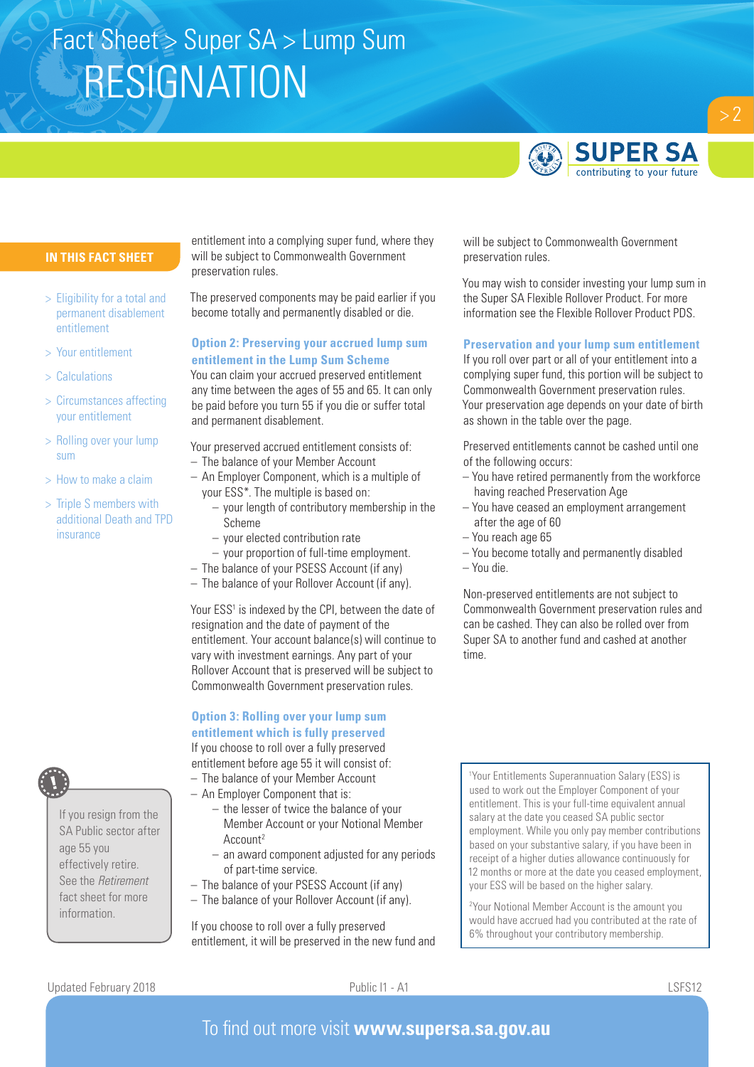## IN THIS FACT SHEET

- Eligibility for a total and permanent disablement entitlement
- Your entitlement
- Calculations
- Circumstances affecting your entitlement
- Rolling over your lump sum
- How to make a claim
- Triple S members with additional Death and TPD insurance

entitlement into a complying super fund, where they will be subject to Commonwealth Government preservation rules.

The preserved components may be paid earlier if you become totally and permanently disabled or die.

### Option 2: Preserving your accrued lump sum entitlement in the Lump Sum Scheme

You can claim your accrued preserved entitlement any time between the ages of 55 and 65. It can only be paid before you turn 55 if you die or suffer total and permanent disablement.

Your preserved accrued entitlement consists of:

- The balance of your Member Account
- An Employer Component, which is a multiple of your ESS*. The multiple is based on:
  - your length of contributory membership in the Scheme
  - your elected contribution rate
  - your proportion of full-time employment.
- The balance of your PSESS Account (if any)
- The balance of your Rollover Account (if any).

Your ESS[1] is indexed by the CPI, between the date of resignation and the date of payment of the entitlement. Your account balance(s) will continue to vary with investment earnings. Any part of your Rollover Account that is preserved will be subject to Commonwealth Government preservation rules.

### Option 3: Rolling over your lump sum entitlement which is fully preserved

If you choose to roll over a fully preserved entitlement before age 55 it will consist of:

- The balance of your Member Account
- An Employer Component that is:
  - the lesser of twice the balance of your Member Account or your Notional Member Account[2]
  - an award component adjusted for any periods of part-time service.
- The balance of your PSESS Account (if any)
- The balance of your Rollover Account (if any).

If you choose to roll over a fully preserved entitlement, it will be preserved in the new fund and will be subject to Commonwealth Government preservation rules.

You may wish to consider investing your lump sum in the Super SA Flexible Rollover Product. For more information see the Flexible Rollover Product PDS.

### Preservation and your lump sum entitlement

If you roll over part or all of your entitlement into a complying super fund, this portion will be subject to Commonwealth Government preservation rules. Your preservation age depends on your date of birth as shown in the table over the page.

Preserved entitlements cannot be cashed until one of the following occurs:

- You have retired permanently from the workforce having reached Preservation Age
- You have ceased an employment arrangement after the age of 60
- You reach age 65
- You become totally and permanently disabled
- You die.

Non-preserved entitlements are not subject to Commonwealth Government preservation rules and can be cashed. They can also be rolled over from Super SA to another fund and cashed at another time.

> If you resign from the SA Public sector after age 55 you effectively retire. See the *Retirement* fact sheet for more information.

[1]Your Entitlements Superannuation Salary (ESS) is used to work out the Employer Component of your entitlement. This is your full-time equivalent annual salary at the date you ceased SA public sector employment. While you only pay member contributions based on your substantive salary, if you have been in receipt of a higher duties allowance continuously for 12 months or more at the date you ceased employment, your ESS will be based on the higher salary.

[2]Your Notional Member Account is the amount you would have accrued had you contributed at the rate of 6% throughout your contributory membership.

Updated February 2018 — Public I1 - A1 — LSFS12

To find out more visit **www.supersa.sa.gov.au**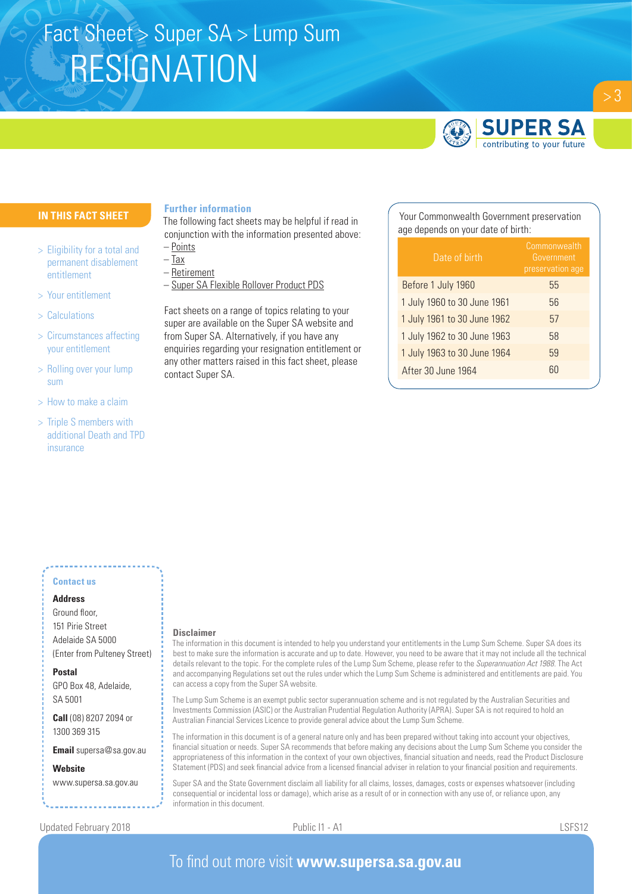# Fact Sheet > Super SA > Lump Sum RESIGNATION

## IN THIS FACT SHEET

- > Eligibility for a total and permanent disablement entitlement
- > Your entitlement
- > Calculations
- > Circumstances affecting your entitlement
- > Rolling over your lump sum
- > How to make a claim
- > Triple S members with additional Death and TPD insurance

### Further information

The following fact sheets may be helpful if read in conjunction with the information presented above:

- Points
- Tax
- Retirement
- Super SA Flexible Rollover Product PDS

Fact sheets on a range of topics relating to your super are available on the Super SA website and from Super SA. Alternatively, if you have any enquiries regarding your resignation entitlement or any other matters raised in this fact sheet, please contact Super SA.

Your Commonwealth Government preservation age depends on your date of birth:

| Date of birth | Commonwealth Government preservation age |
|---|---|
| Before 1 July 1960 | 55 |
| 1 July 1960 to 30 June 1961 | 56 |
| 1 July 1961 to 30 June 1962 | 57 |
| 1 July 1962 to 30 June 1963 | 58 |
| 1 July 1963 to 30 June 1964 | 59 |
| After 30 June 1964 | 60 |

### Contact us

**Address**
Ground floor,
151 Pirie Street
Adelaide SA 5000
(Enter from Pulteney Street)

**Postal**
GPO Box 48, Adelaide,
SA 5001

**Call** (08) 8207 2094 or 1300 369 315

**Email** supersa@sa.gov.au

**Website**
www.supersa.sa.gov.au

### Disclaimer

The information in this document is intended to help you understand your entitlements in the Lump Sum Scheme. Super SA does its best to make sure the information is accurate and up to date. However, you need to be aware that it may not include all the technical details relevant to the topic. For the complete rules of the Lump Sum Scheme, please refer to the *Superannuation Act 1988*. The Act and accompanying Regulations set out the rules under which the Lump Sum Scheme is administered and entitlements are paid. You can access a copy from the Super SA website.

The Lump Sum Scheme is an exempt public sector superannuation scheme and is not regulated by the Australian Securities and Investments Commission (ASIC) or the Australian Prudential Regulation Authority (APRA). Super SA is not required to hold an Australian Financial Services Licence to provide general advice about the Lump Sum Scheme.

The information in this document is of a general nature only and has been prepared without taking into account your objectives, financial situation or needs. Super SA recommends that before making any decisions about the Lump Sum Scheme you consider the appropriateness of this information in the context of your own objectives, financial situation and needs, read the Product Disclosure Statement (PDS) and seek financial advice from a licensed financial adviser in relation to your financial position and requirements.

Super SA and the State Government disclaim all liability for all claims, losses, damages, costs or expenses whatsoever (including consequential or incidental loss or damage), which arise as a result of or in connection with any use of, or reliance upon, any information in this document.

Updated February 2018 | Public I1 - A1 | LSFS12

To find out more visit **www.supersa.sa.gov.au**